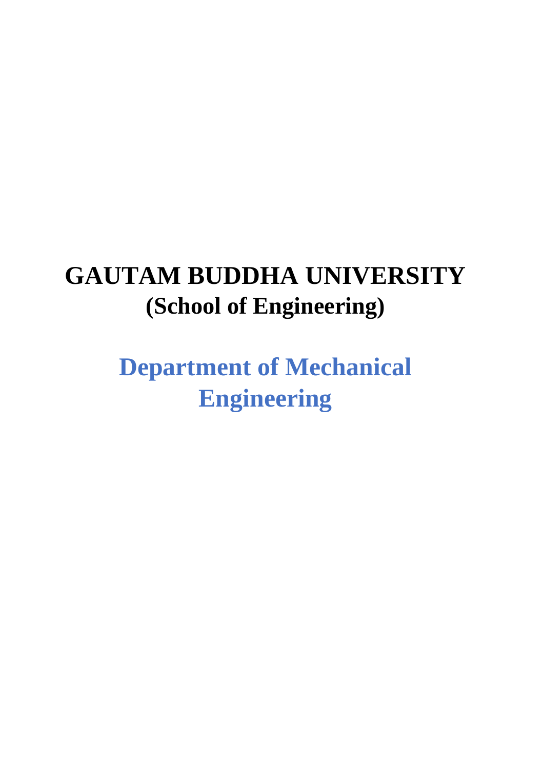# GAUTAM BUDDHA UNIVERSITY

## (School of Engineering)

## Department of Mechanical Engineering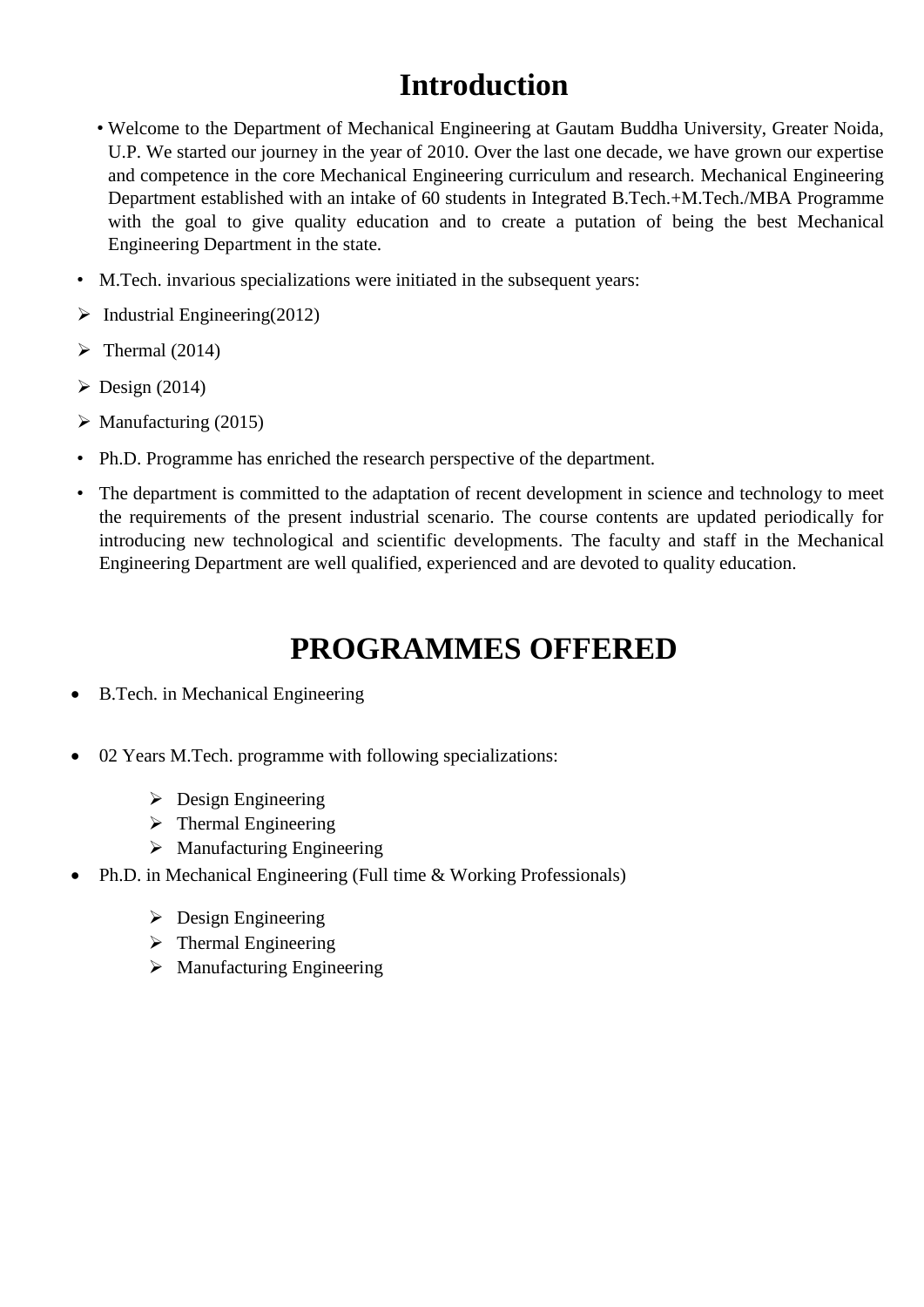# Introduction

- Welcome to the Department of Mechanical Engineering at Gautam Buddha University, Greater Noida, U.P. We started our journey in the year of 2010. Over the last one decade, we have grown our expertise and competence in the core Mechanical Engineering curriculum and research. Mechanical Engineering Department established with an intake of 60 students in Integrated B.Tech.+M.Tech./MBA Programme with the goal to give quality education and to create a putation of being the best Mechanical Engineering Department in the state.
- M.Tech. invarious specializations were initiated in the subsequent years:
  - Industrial Engineering(2012)
  - Thermal (2014)
  - Design (2014)
  - Manufacturing (2015)
- Ph.D. Programme has enriched the research perspective of the department.
- The department is committed to the adaptation of recent development in science and technology to meet the requirements of the present industrial scenario. The course contents are updated periodically for introducing new technological and scientific developments. The faculty and staff in the Mechanical Engineering Department are well qualified, experienced and are devoted to quality education.

# PROGRAMMES OFFERED

- B.Tech. in Mechanical Engineering
- 02 Years M.Tech. programme with following specializations:
  - Design Engineering
  - Thermal Engineering
  - Manufacturing Engineering
- Ph.D. in Mechanical Engineering (Full time & Working Professionals)
  - Design Engineering
  - Thermal Engineering
  - Manufacturing Engineering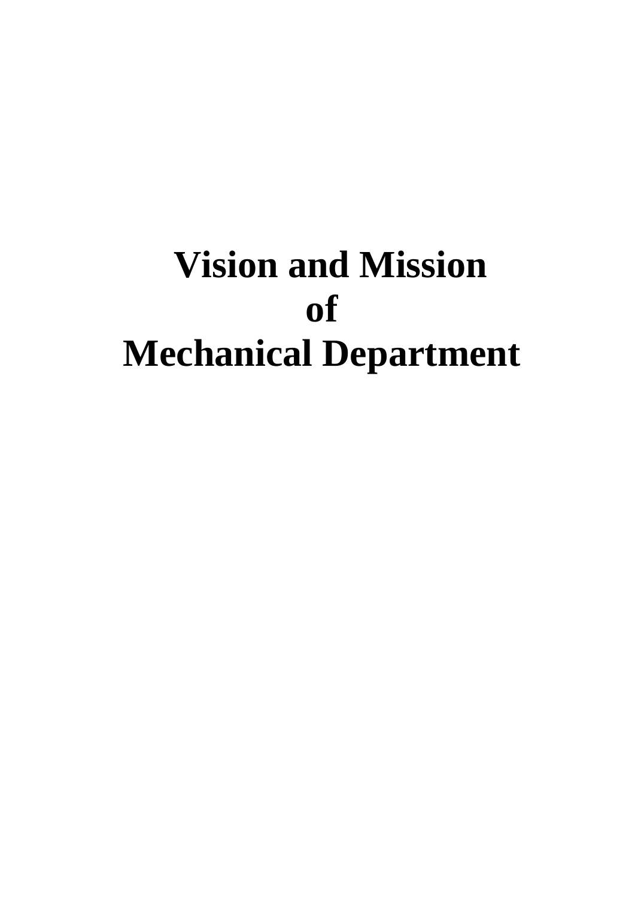# Vision and Mission
# of
# Mechanical Department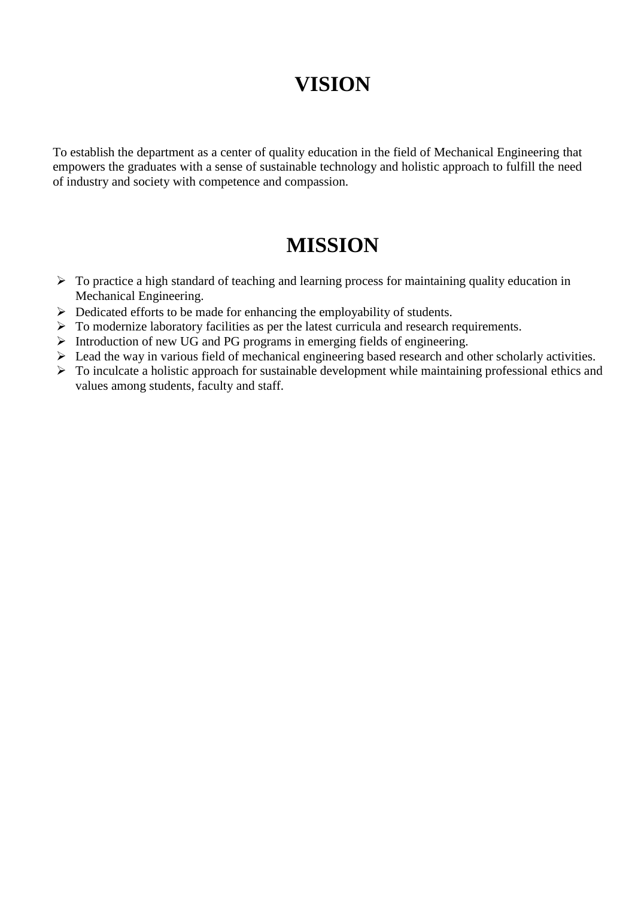# VISION

To establish the department as a center of quality education in the field of Mechanical Engineering that empowers the graduates with a sense of sustainable technology and holistic approach to fulfill the need of industry and society with competence and compassion.

# MISSION

- To practice a high standard of teaching and learning process for maintaining quality education in Mechanical Engineering.
- Dedicated efforts to be made for enhancing the employability of students.
- To modernize laboratory facilities as per the latest curricula and research requirements.
- Introduction of new UG and PG programs in emerging fields of engineering.
- Lead the way in various field of mechanical engineering based research and other scholarly activities.
- To inculcate a holistic approach for sustainable development while maintaining professional ethics and values among students, faculty and staff.